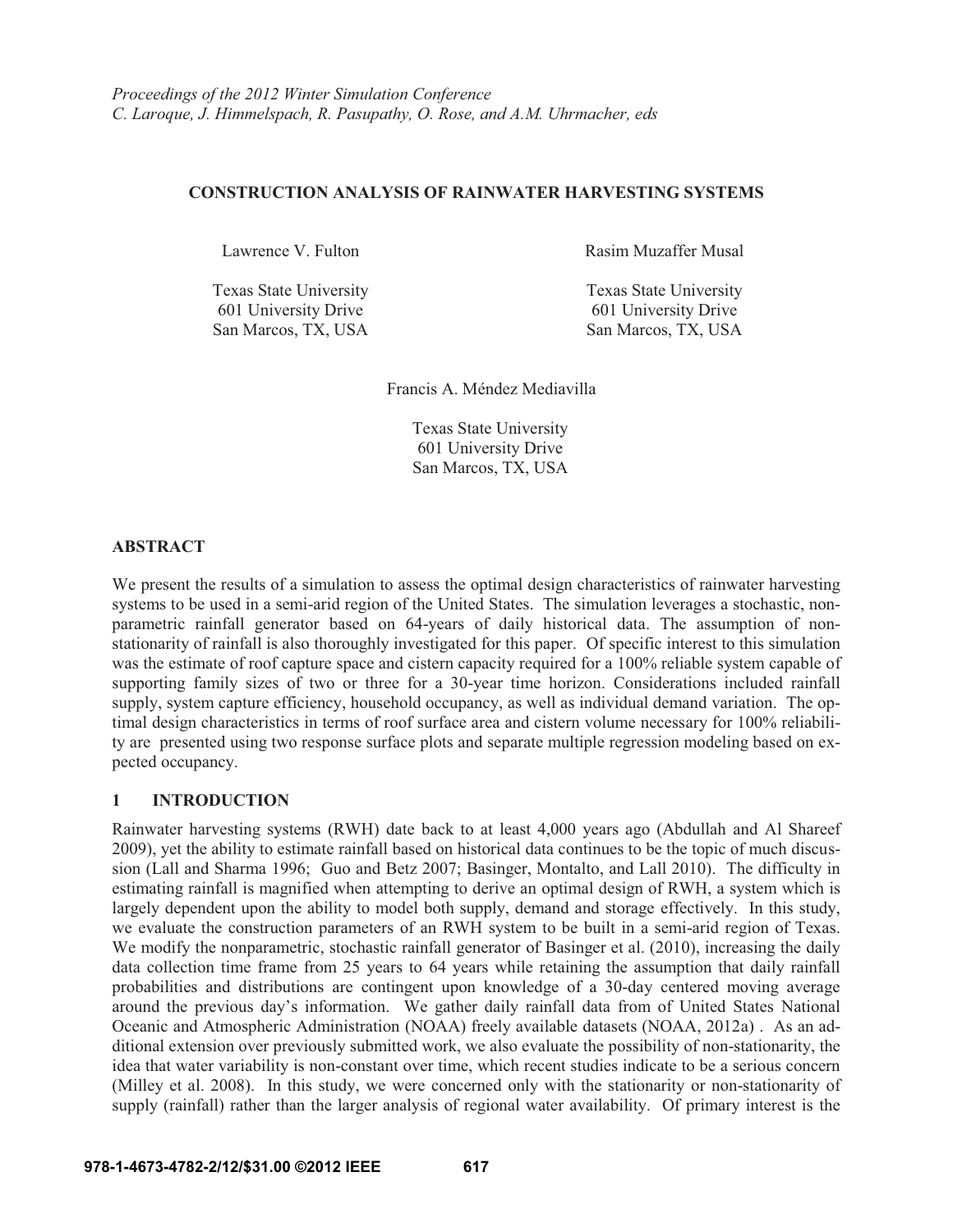*Proceedings of the 2012 Winter Simulation Conference*
*C. Laroque, J. Himmelspach, R. Pasupathy, O. Rose, and A.M. Uhrmacher, eds*

# CONSTRUCTION ANALYSIS OF RAINWATER HARVESTING SYSTEMS

Lawrence V. Fulton
Texas State University
601 University Drive
San Marcos, TX, USA

Rasim Muzaffer Musal
Texas State University
601 University Drive
San Marcos, TX, USA

Francis A. Méndez Mediavilla
Texas State University
601 University Drive
San Marcos, TX, USA

## ABSTRACT

We present the results of a simulation to assess the optimal design characteristics of rainwater harvesting systems to be used in a semi-arid region of the United States. The simulation leverages a stochastic, non-parametric rainfall generator based on 64-years of daily historical data. The assumption of non-stationarity of rainfall is also thoroughly investigated for this paper. Of specific interest to this simulation was the estimate of roof capture space and cistern capacity required for a 100% reliable system capable of supporting family sizes of two or three for a 30-year time horizon. Considerations included rainfall supply, system capture efficiency, household occupancy, as well as individual demand variation. The optimal design characteristics in terms of roof surface area and cistern volume necessary for 100% reliability are presented using two response surface plots and separate multiple regression modeling based on expected occupancy.

## 1 INTRODUCTION

Rainwater harvesting systems (RWH) date back to at least 4,000 years ago (Abdullah and Al Shareef 2009), yet the ability to estimate rainfall based on historical data continues to be the topic of much discussion (Lall and Sharma 1996; Guo and Betz 2007; Basinger, Montalto, and Lall 2010). The difficulty in estimating rainfall is magnified when attempting to derive an optimal design of RWH, a system which is largely dependent upon the ability to model both supply, demand and storage effectively. In this study, we evaluate the construction parameters of an RWH system to be built in a semi-arid region of Texas. We modify the nonparametric, stochastic rainfall generator of Basinger et al. (2010), increasing the daily data collection time frame from 25 years to 64 years while retaining the assumption that daily rainfall probabilities and distributions are contingent upon knowledge of a 30-day centered moving average around the previous day's information. We gather daily rainfall data from of United States National Oceanic and Atmospheric Administration (NOAA) freely available datasets (NOAA, 2012a) . As an additional extension over previously submitted work, we also evaluate the possibility of non-stationarity, the idea that water variability is non-constant over time, which recent studies indicate to be a serious concern (Milley et al. 2008). In this study, we were concerned only with the stationarity or non-stationarity of supply (rainfall) rather than the larger analysis of regional water availability. Of primary interest is the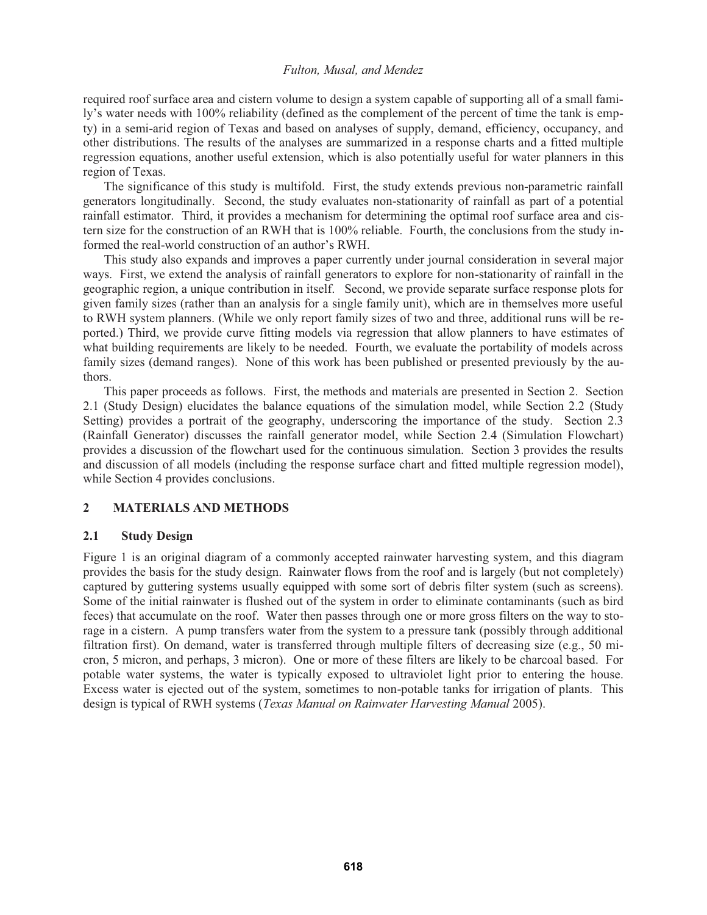required roof surface area and cistern volume to design a system capable of supporting all of a small family's water needs with 100% reliability (defined as the complement of the percent of time the tank is empty) in a semi-arid region of Texas and based on analyses of supply, demand, efficiency, occupancy, and other distributions. The results of the analyses are summarized in a response charts and a fitted multiple regression equations, another useful extension, which is also potentially useful for water planners in this region of Texas.

The significance of this study is multifold. First, the study extends previous non-parametric rainfall generators longitudinally. Second, the study evaluates non-stationarity of rainfall as part of a potential rainfall estimator. Third, it provides a mechanism for determining the optimal roof surface area and cistern size for the construction of an RWH that is 100% reliable. Fourth, the conclusions from the study informed the real-world construction of an author's RWH.

This study also expands and improves a paper currently under journal consideration in several major ways. First, we extend the analysis of rainfall generators to explore for non-stationarity of rainfall in the geographic region, a unique contribution in itself. Second, we provide separate surface response plots for given family sizes (rather than an analysis for a single family unit), which are in themselves more useful to RWH system planners. (While we only report family sizes of two and three, additional runs will be reported.) Third, we provide curve fitting models via regression that allow planners to have estimates of what building requirements are likely to be needed. Fourth, we evaluate the portability of models across family sizes (demand ranges). None of this work has been published or presented previously by the authors.

This paper proceeds as follows. First, the methods and materials are presented in Section 2. Section 2.1 (Study Design) elucidates the balance equations of the simulation model, while Section 2.2 (Study Setting) provides a portrait of the geography, underscoring the importance of the study. Section 2.3 (Rainfall Generator) discusses the rainfall generator model, while Section 2.4 (Simulation Flowchart) provides a discussion of the flowchart used for the continuous simulation. Section 3 provides the results and discussion of all models (including the response surface chart and fitted multiple regression model), while Section 4 provides conclusions.

## 2 MATERIALS AND METHODS

### 2.1 Study Design

Figure 1 is an original diagram of a commonly accepted rainwater harvesting system, and this diagram provides the basis for the study design. Rainwater flows from the roof and is largely (but not completely) captured by guttering systems usually equipped with some sort of debris filter system (such as screens). Some of the initial rainwater is flushed out of the system in order to eliminate contaminants (such as bird feces) that accumulate on the roof. Water then passes through one or more gross filters on the way to storage in a cistern. A pump transfers water from the system to a pressure tank (possibly through additional filtration first). On demand, water is transferred through multiple filters of decreasing size (e.g., 50 micron, 5 micron, and perhaps, 3 micron). One or more of these filters are likely to be charcoal based. For potable water systems, the water is typically exposed to ultraviolet light prior to entering the house. Excess water is ejected out of the system, sometimes to non-potable tanks for irrigation of plants. This design is typical of RWH systems (*Texas Manual on Rainwater Harvesting Manual* 2005).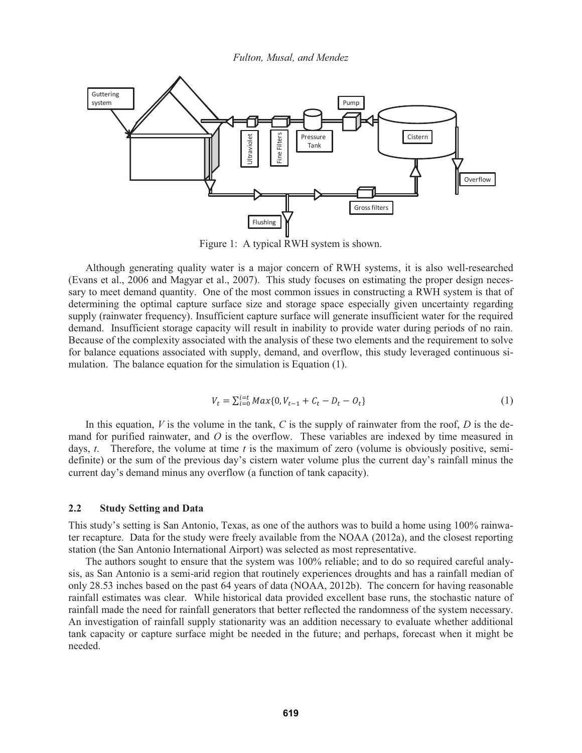Figure 1: A typical RWH system is shown.

Although generating quality water is a major concern of RWH systems, it is also well-researched (Evans et al., 2006 and Magyar et al., 2007). This study focuses on estimating the proper design necessary to meet demand quantity. One of the most common issues in constructing a RWH system is that of determining the optimal capture surface size and storage space especially given uncertainty regarding supply (rainwater frequency). Insufficient capture surface will generate insufficient water for the required demand. Insufficient storage capacity will result in inability to provide water during periods of no rain. Because of the complexity associated with the analysis of these two elements and the requirement to solve for balance equations associated with supply, demand, and overflow, this study leveraged continuous simulation. The balance equation for the simulation is Equation (1).

$$V_t = \sum_{i=0}^{i=t} Max\{0, V_{t-1} + C_t - D_t - O_t\} \tag{1}$$

In this equation, $V$ is the volume in the tank, $C$ is the supply of rainwater from the roof, $D$ is the demand for purified rainwater, and $O$ is the overflow. These variables are indexed by time measured in days, $t$. Therefore, the volume at time $t$ is the maximum of zero (volume is obviously positive, semi-definite) or the sum of the previous day's cistern water volume plus the current day's rainfall minus the current day's demand minus any overflow (a function of tank capacity).

### 2.2 Study Setting and Data

This study's setting is San Antonio, Texas, as one of the authors was to build a home using 100% rainwater recapture. Data for the study were freely available from the NOAA (2012a), and the closest reporting station (the San Antonio International Airport) was selected as most representative.

The authors sought to ensure that the system was 100% reliable; and to do so required careful analysis, as San Antonio is a semi-arid region that routinely experiences droughts and has a rainfall median of only 28.53 inches based on the past 64 years of data (NOAA, 2012b). The concern for having reasonable rainfall estimates was clear. While historical data provided excellent base runs, the stochastic nature of rainfall made the need for rainfall generators that better reflected the randomness of the system necessary. An investigation of rainfall supply stationarity was an addition necessary to evaluate whether additional tank capacity or capture surface might be needed in the future; and perhaps, forecast when it might be needed.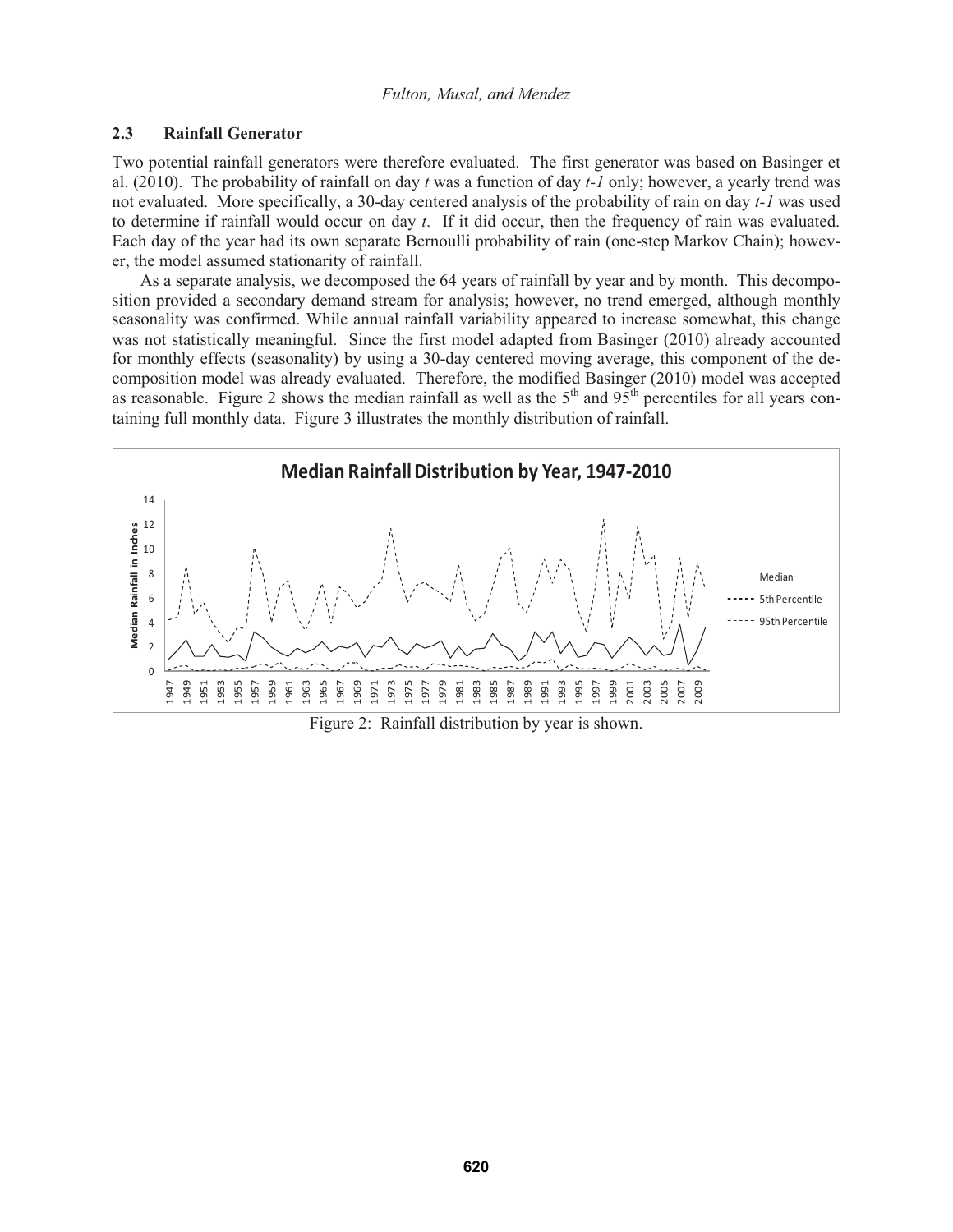### 2.3 Rainfall Generator

Two potential rainfall generators were therefore evaluated. The first generator was based on Basinger et al. (2010). The probability of rainfall on day *t* was a function of day *t-1* only; however, a yearly trend was not evaluated. More specifically, a 30-day centered analysis of the probability of rain on day *t-1* was used to determine if rainfall would occur on day *t*. If it did occur, then the frequency of rain was evaluated. Each day of the year had its own separate Bernoulli probability of rain (one-step Markov Chain); however, the model assumed stationarity of rainfall.

As a separate analysis, we decomposed the 64 years of rainfall by year and by month. This decomposition provided a secondary demand stream for analysis; however, no trend emerged, although monthly seasonality was confirmed. While annual rainfall variability appeared to increase somewhat, this change was not statistically meaningful. Since the first model adapted from Basinger (2010) already accounted for monthly effects (seasonality) by using a 30-day centered moving average, this component of the decomposition model was already evaluated. Therefore, the modified Basinger (2010) model was accepted as reasonable. Figure 2 shows the median rainfall as well as the 5th and 95th percentiles for all years containing full monthly data. Figure 3 illustrates the monthly distribution of rainfall.

Figure 2: Rainfall distribution by year is shown.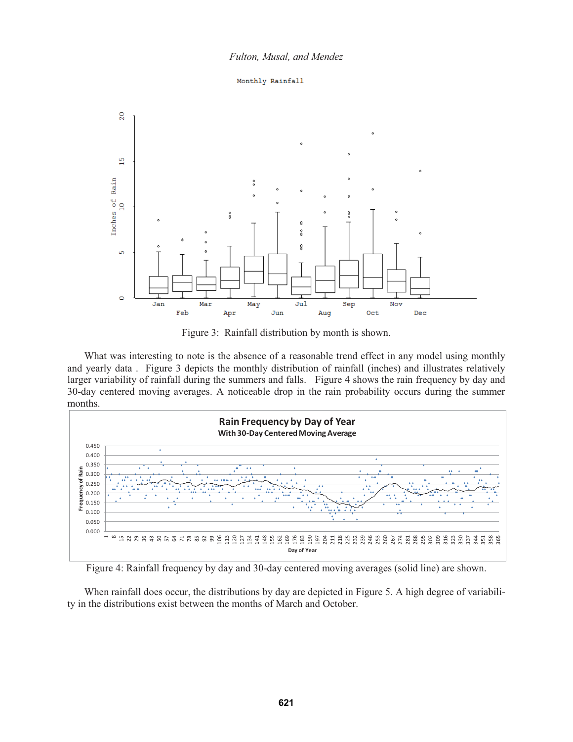Figure 3: Rainfall distribution by month is shown.

What was interesting to note is the absence of a reasonable trend effect in any model using monthly and yearly data . Figure 3 depicts the monthly distribution of rainfall (inches) and illustrates relatively larger variability of rainfall during the summers and falls. Figure 4 shows the rain frequency by day and 30-day centered moving averages. A noticeable drop in the rain probability occurs during the summer months.

Figure 4: Rainfall frequency by day and 30-day centered moving averages (solid line) are shown.

When rainfall does occur, the distributions by day are depicted in Figure 5. A high degree of variability in the distributions exist between the months of March and October.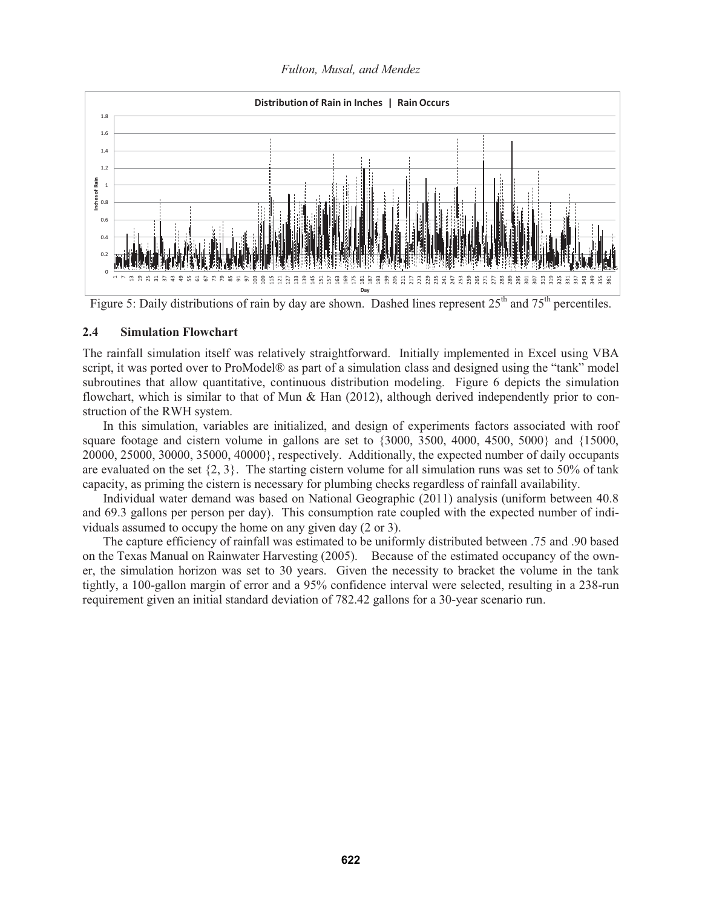Figure 5: Daily distributions of rain by day are shown. Dashed lines represent 25[th] and 75[th] percentiles.

### 2.4 Simulation Flowchart

The rainfall simulation itself was relatively straightforward. Initially implemented in Excel using VBA script, it was ported over to ProModel® as part of a simulation class and designed using the "tank" model subroutines that allow quantitative, continuous distribution modeling. Figure 6 depicts the simulation flowchart, which is similar to that of Mun & Han (2012), although derived independently prior to construction of the RWH system.

In this simulation, variables are initialized, and design of experiments factors associated with roof square footage and cistern volume in gallons are set to {3000, 3500, 4000, 4500, 5000} and {15000, 20000, 25000, 30000, 35000, 40000}, respectively. Additionally, the expected number of daily occupants are evaluated on the set {2, 3}. The starting cistern volume for all simulation runs was set to 50% of tank capacity, as priming the cistern is necessary for plumbing checks regardless of rainfall availability.

Individual water demand was based on National Geographic (2011) analysis (uniform between 40.8 and 69.3 gallons per person per day). This consumption rate coupled with the expected number of individuals assumed to occupy the home on any given day (2 or 3).

The capture efficiency of rainfall was estimated to be uniformly distributed between .75 and .90 based on the Texas Manual on Rainwater Harvesting (2005). Because of the estimated occupancy of the owner, the simulation horizon was set to 30 years. Given the necessity to bracket the volume in the tank tightly, a 100-gallon margin of error and a 95% confidence interval were selected, resulting in a 238-run requirement given an initial standard deviation of 782.42 gallons for a 30-year scenario run.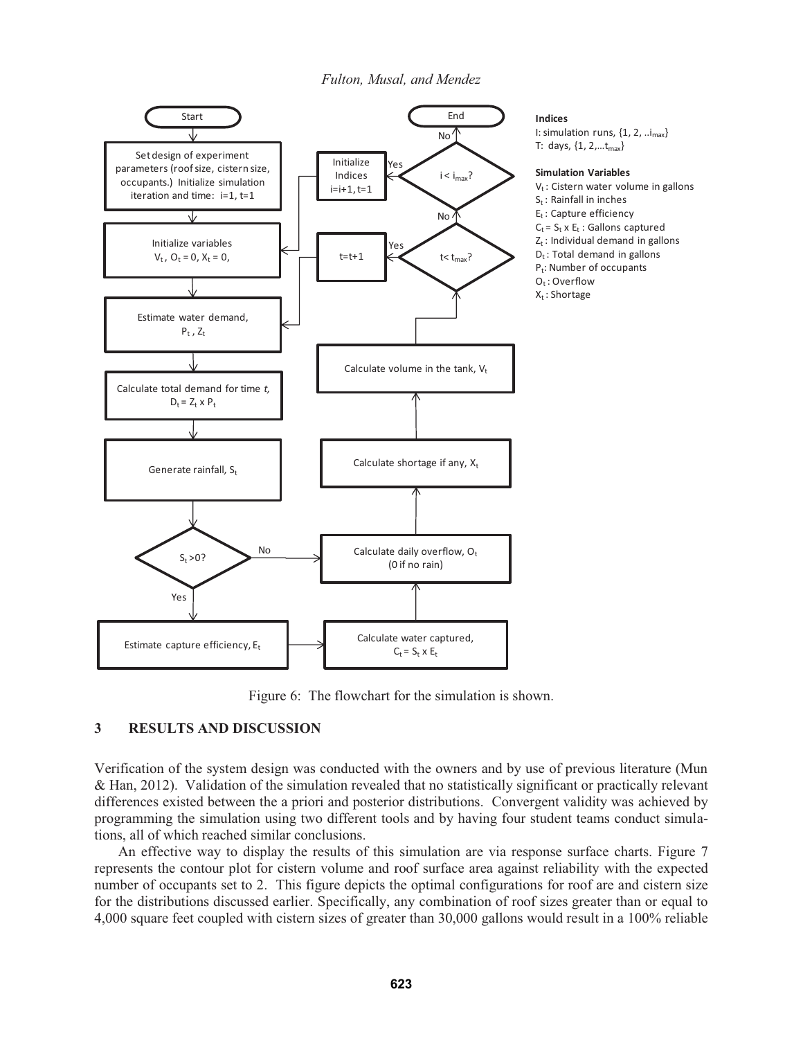Figure 6: The flowchart for the simulation is shown.

## 3 RESULTS AND DISCUSSION

Verification of the system design was conducted with the owners and by use of previous literature (Mun & Han, 2012). Validation of the simulation revealed that no statistically significant or practically relevant differences existed between the a priori and posterior distributions. Convergent validity was achieved by programming the simulation using two different tools and by having four student teams conduct simulations, all of which reached similar conclusions.

An effective way to display the results of this simulation are via response surface charts. Figure 7 represents the contour plot for cistern volume and roof surface area against reliability with the expected number of occupants set to 2. This figure depicts the optimal configurations for roof are and cistern size for the distributions discussed earlier. Specifically, any combination of roof sizes greater than or equal to 4,000 square feet coupled with cistern sizes of greater than 30,000 gallons would result in a 100% reliable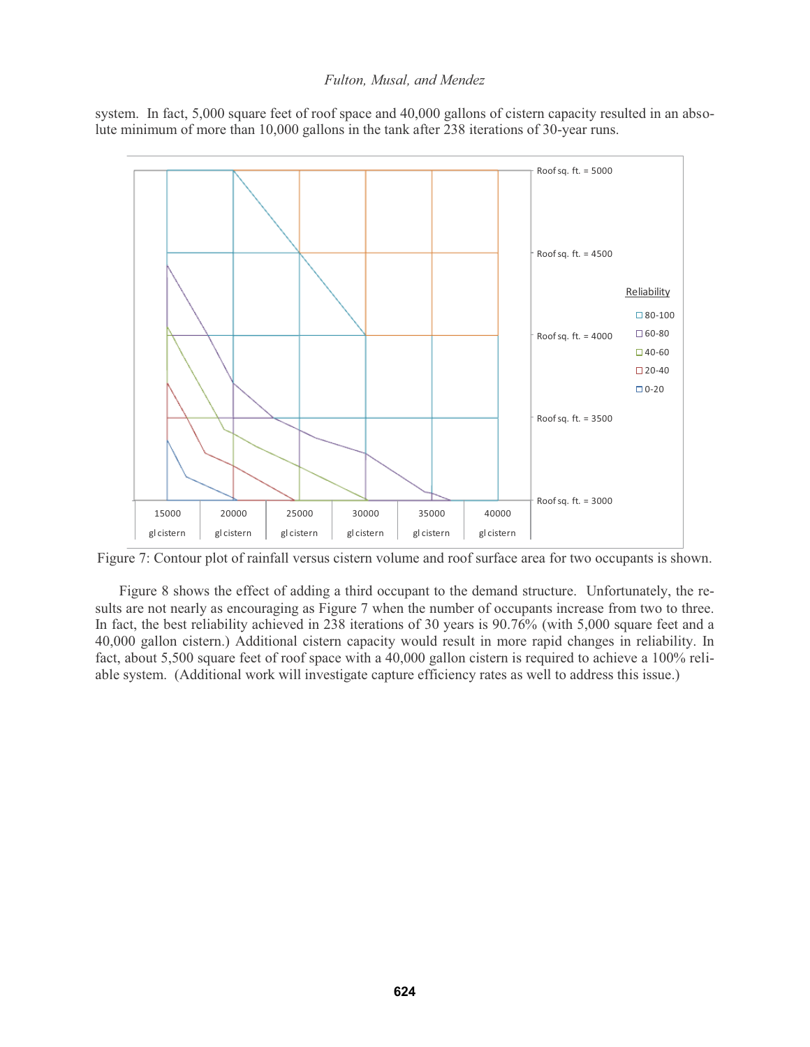system. In fact, 5,000 square feet of roof space and 40,000 gallons of cistern capacity resulted in an absolute minimum of more than 10,000 gallons in the tank after 238 iterations of 30-year runs.

Figure 7: Contour plot of rainfall versus cistern volume and roof surface area for two occupants is shown.

Figure 8 shows the effect of adding a third occupant to the demand structure. Unfortunately, the results are not nearly as encouraging as Figure 7 when the number of occupants increase from two to three. In fact, the best reliability achieved in 238 iterations of 30 years is 90.76% (with 5,000 square feet and a 40,000 gallon cistern.) Additional cistern capacity would result in more rapid changes in reliability. In fact, about 5,500 square feet of roof space with a 40,000 gallon cistern is required to achieve a 100% reliable system. (Additional work will investigate capture efficiency rates as well to address this issue.)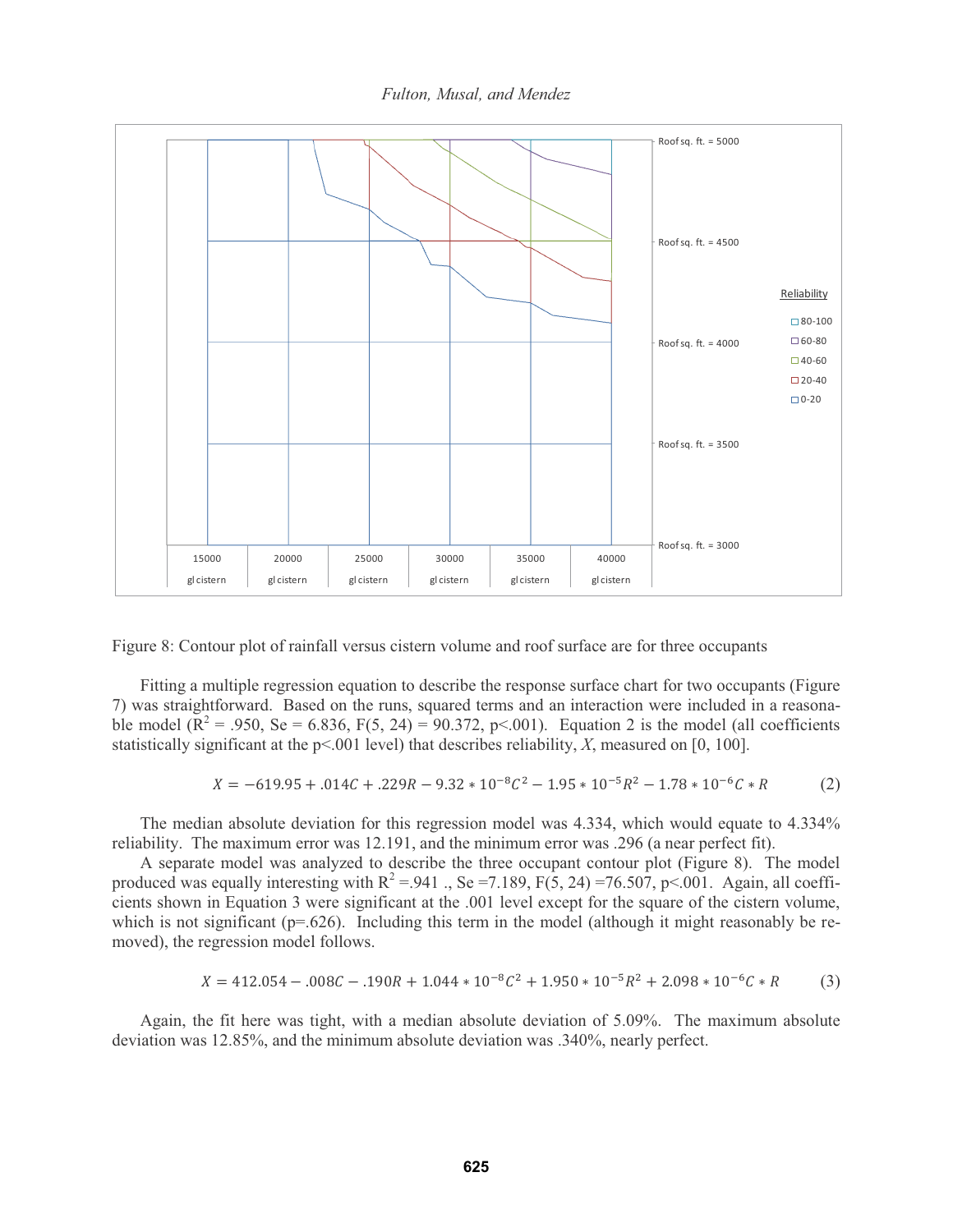Figure 8: Contour plot of rainfall versus cistern volume and roof surface are for three occupants

Fitting a multiple regression equation to describe the response surface chart for two occupants (Figure 7) was straightforward. Based on the runs, squared terms and an interaction were included in a reasonable model ($R^2$ = .950, Se = 6.836, F(5, 24) = 90.372, p<.001). Equation 2 is the model (all coefficients statistically significant at the p<.001 level) that describes reliability, *X*, measured on [0, 100].

$$X = -619.95 + .014C + .229R - 9.32 * 10^{-8}C^2 - 1.95 * 10^{-5}R^2 - 1.78 * 10^{-6}C * R \qquad (2)$$

The median absolute deviation for this regression model was 4.334, which would equate to 4.334% reliability. The maximum error was 12.191, and the minimum error was .296 (a near perfect fit).

A separate model was analyzed to describe the three occupant contour plot (Figure 8). The model produced was equally interesting with $R^2$ =.941 ., Se =7.189, F(5, 24) =76.507, p<.001. Again, all coefficients shown in Equation 3 were significant at the .001 level except for the square of the cistern volume, which is not significant (p=.626). Including this term in the model (although it might reasonably be removed), the regression model follows.

$$X = 412.054 - .008C - .190R + 1.044 * 10^{-8}C^2 + 1.950 * 10^{-5}R^2 + 2.098 * 10^{-6}C * R \qquad (3)$$

Again, the fit here was tight, with a median absolute deviation of 5.09%. The maximum absolute deviation was 12.85%, and the minimum absolute deviation was .340%, nearly perfect.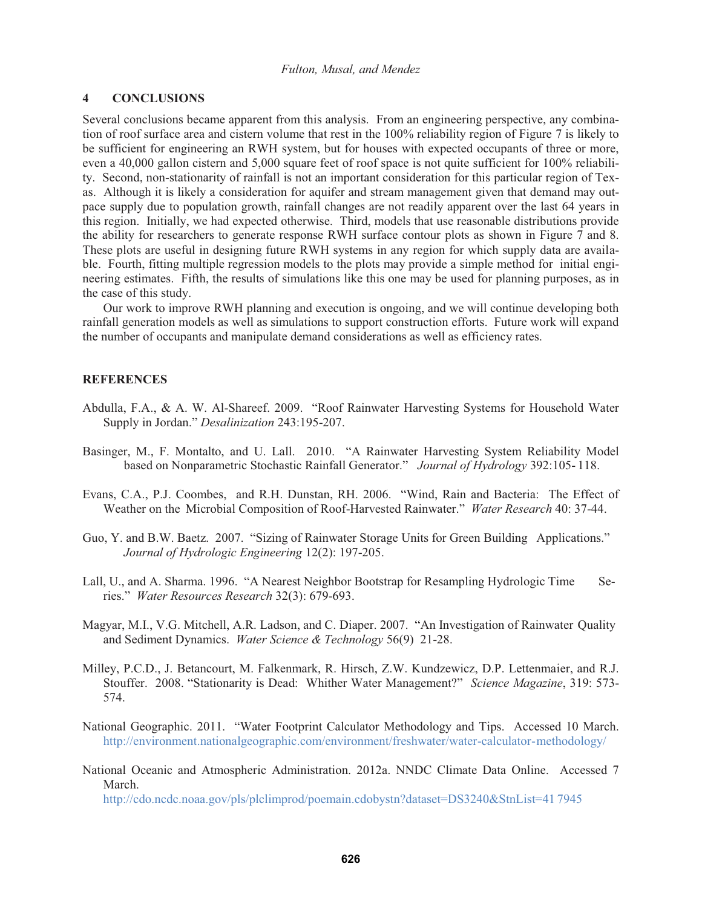## 4 CONCLUSIONS

Several conclusions became apparent from this analysis. From an engineering perspective, any combination of roof surface area and cistern volume that rest in the 100% reliability region of Figure 7 is likely to be sufficient for engineering an RWH system, but for houses with expected occupants of three or more, even a 40,000 gallon cistern and 5,000 square feet of roof space is not quite sufficient for 100% reliability. Second, non-stationarity of rainfall is not an important consideration for this particular region of Texas. Although it is likely a consideration for aquifer and stream management given that demand may outpace supply due to population growth, rainfall changes are not readily apparent over the last 64 years in this region. Initially, we had expected otherwise. Third, models that use reasonable distributions provide the ability for researchers to generate response RWH surface contour plots as shown in Figure 7 and 8. These plots are useful in designing future RWH systems in any region for which supply data are available. Fourth, fitting multiple regression models to the plots may provide a simple method for initial engineering estimates. Fifth, the results of simulations like this one may be used for planning purposes, as in the case of this study.

Our work to improve RWH planning and execution is ongoing, and we will continue developing both rainfall generation models as well as simulations to support construction efforts. Future work will expand the number of occupants and manipulate demand considerations as well as efficiency rates.

## REFERENCES

Abdulla, F.A., & A. W. Al-Shareef. 2009. "Roof Rainwater Harvesting Systems for Household Water Supply in Jordan." *Desalinization* 243:195-207.

Basinger, M., F. Montalto, and U. Lall. 2010. "A Rainwater Harvesting System Reliability Model based on Nonparametric Stochastic Rainfall Generator." *Journal of Hydrology* 392:105- 118.

Evans, C.A., P.J. Coombes, and R.H. Dunstan, RH. 2006. "Wind, Rain and Bacteria: The Effect of Weather on the Microbial Composition of Roof-Harvested Rainwater." *Water Research* 40: 37-44.

Guo, Y. and B.W. Baetz. 2007. "Sizing of Rainwater Storage Units for Green Building Applications." *Journal of Hydrologic Engineering* 12(2): 197-205.

Lall, U., and A. Sharma. 1996. "A Nearest Neighbor Bootstrap for Resampling Hydrologic Time Series." *Water Resources Research* 32(3): 679-693.

Magyar, M.I., V.G. Mitchell, A.R. Ladson, and C. Diaper. 2007. "An Investigation of Rainwater Quality and Sediment Dynamics. *Water Science & Technology* 56(9) 21-28.

Milley, P.C.D., J. Betancourt, M. Falkenmark, R. Hirsch, Z.W. Kundzewicz, D.P. Lettenmaier, and R.J. Stouffer. 2008. "Stationarity is Dead: Whither Water Management?" *Science Magazine*, 319: 573-574.

National Geographic. 2011. "Water Footprint Calculator Methodology and Tips. Accessed 10 March. http://environment.nationalgeographic.com/environment/freshwater/water-calculator-methodology/

National Oceanic and Atmospheric Administration. 2012a. NNDC Climate Data Online. Accessed 7 March. http://cdo.ncdc.noaa.gov/pls/plclimprod/poemain.cdobystn?dataset=DS3240&StnList=41 7945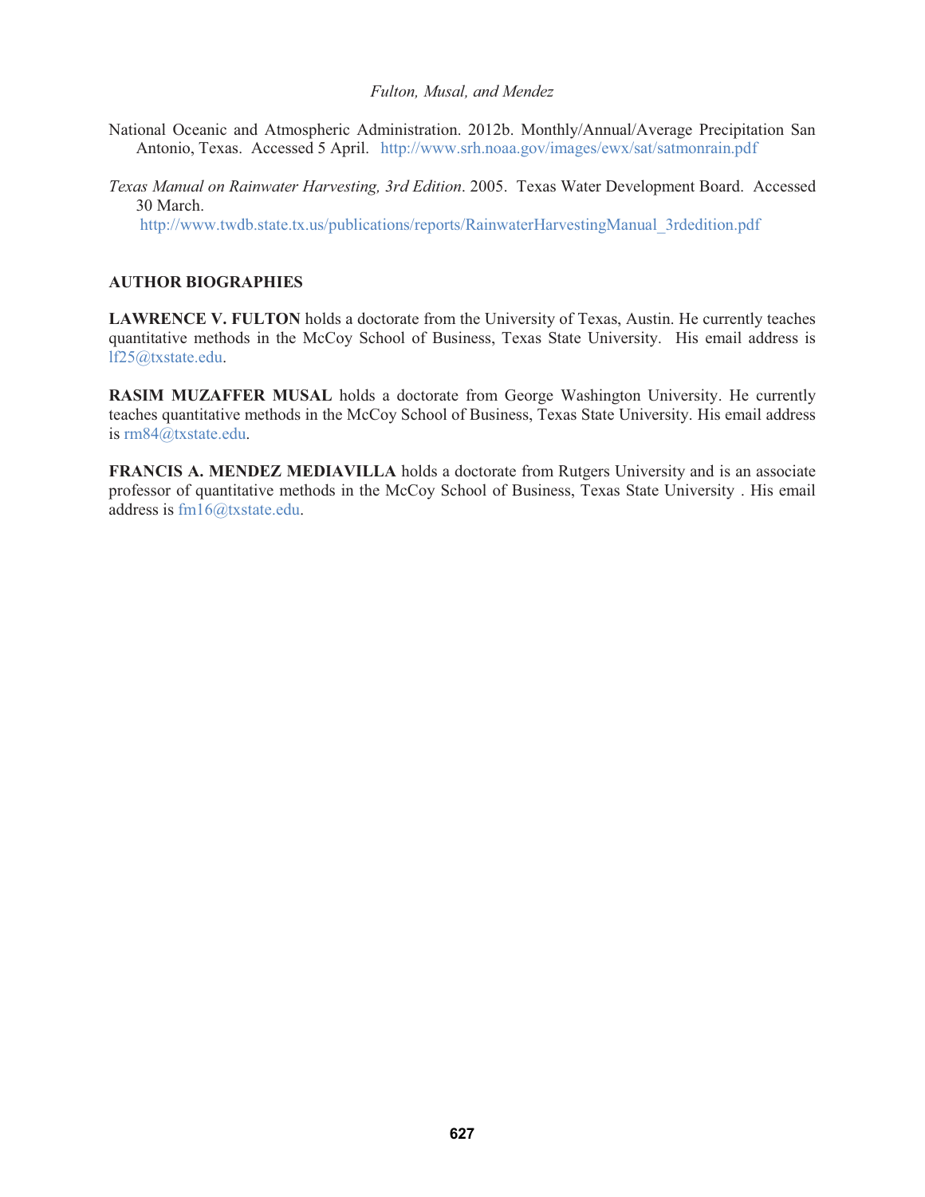National Oceanic and Atmospheric Administration. 2012b. Monthly/Annual/Average Precipitation San Antonio, Texas. Accessed 5 April. http://www.srh.noaa.gov/images/ewx/sat/satmonrain.pdf

*Texas Manual on Rainwater Harvesting, 3rd Edition*. 2005. Texas Water Development Board. Accessed 30 March. http://www.twdb.state.tx.us/publications/reports/RainwaterHarvestingManual_3rdedition.pdf

## AUTHOR BIOGRAPHIES

**LAWRENCE V. FULTON** holds a doctorate from the University of Texas, Austin. He currently teaches quantitative methods in the McCoy School of Business, Texas State University. His email address is lf25@txstate.edu.

**RASIM MUZAFFER MUSAL** holds a doctorate from George Washington University. He currently teaches quantitative methods in the McCoy School of Business, Texas State University. His email address is rm84@txstate.edu.

**FRANCIS A. MENDEZ MEDIAVILLA** holds a doctorate from Rutgers University and is an associate professor of quantitative methods in the McCoy School of Business, Texas State University . His email address is fm16@txstate.edu.